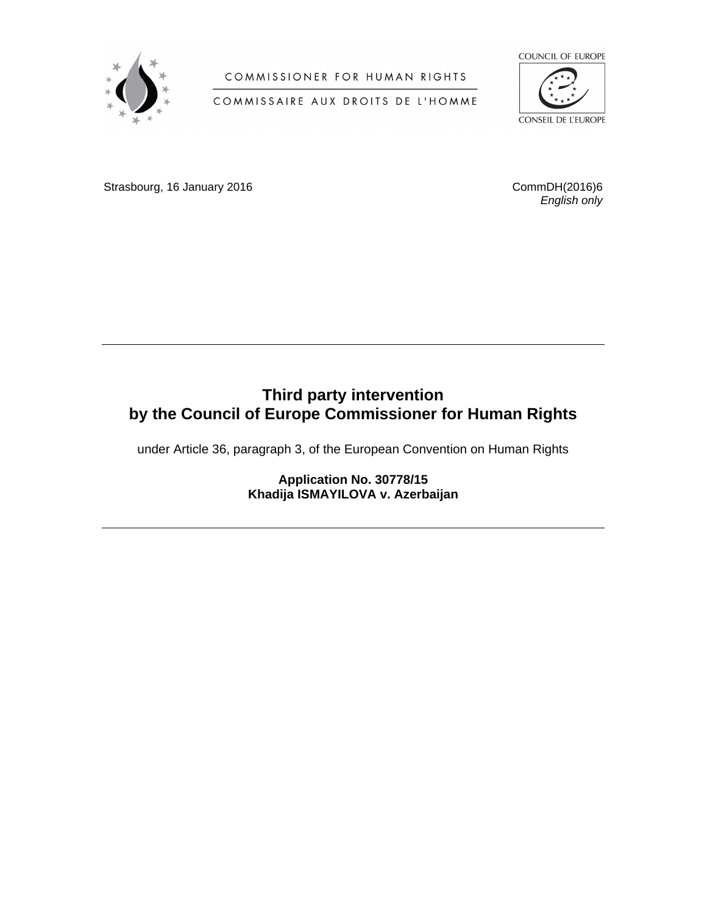COMMISSIONER FOR HUMAN RIGHTS

COMMISSAIRE AUX DROITS DE L'HOMME

COUNCIL OF EUROPE

CONSEIL DE L'EUROPE

Strasbourg, 16 January 2016

CommDH(2016)6
*English only*

---

# Third party intervention by the Council of Europe Commissioner for Human Rights

under Article 36, paragraph 3, of the European Convention on Human Rights

**Application No. 30778/15**
**Khadija ISMAYILOVA v. Azerbaijan**

---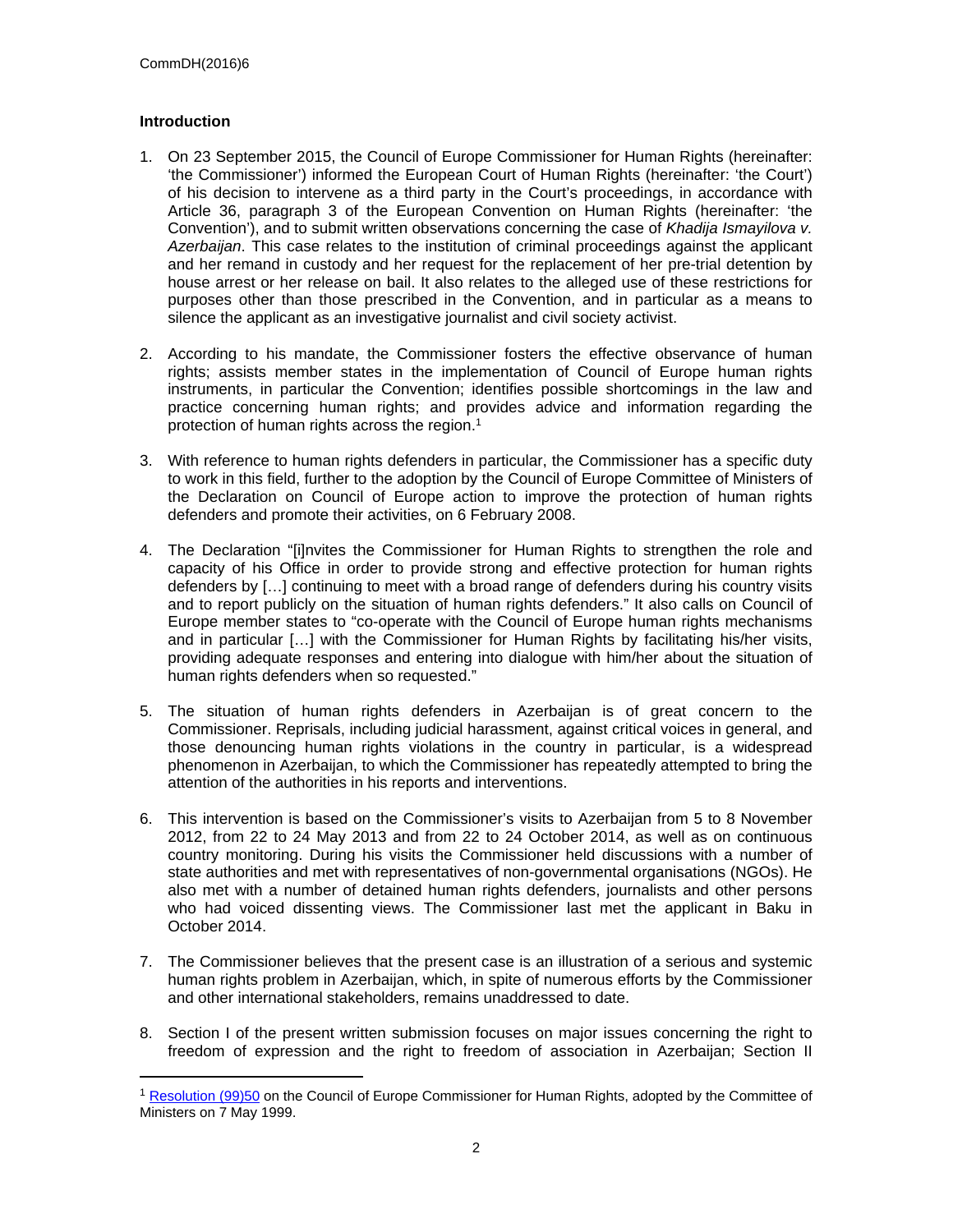## Introduction

1. On 23 September 2015, the Council of Europe Commissioner for Human Rights (hereinafter: 'the Commissioner') informed the European Court of Human Rights (hereinafter: 'the Court') of his decision to intervene as a third party in the Court's proceedings, in accordance with Article 36, paragraph 3 of the European Convention on Human Rights (hereinafter: 'the Convention'), and to submit written observations concerning the case of *Khadija Ismayilova v. Azerbaijan*. This case relates to the institution of criminal proceedings against the applicant and her remand in custody and her request for the replacement of her pre-trial detention by house arrest or her release on bail. It also relates to the alleged use of these restrictions for purposes other than those prescribed in the Convention, and in particular as a means to silence the applicant as an investigative journalist and civil society activist.

2. According to his mandate, the Commissioner fosters the effective observance of human rights; assists member states in the implementation of Council of Europe human rights instruments, in particular the Convention; identifies possible shortcomings in the law and practice concerning human rights; and provides advice and information regarding the protection of human rights across the region.[1]

3. With reference to human rights defenders in particular, the Commissioner has a specific duty to work in this field, further to the adoption by the Council of Europe Committee of Ministers of the Declaration on Council of Europe action to improve the protection of human rights defenders and promote their activities, on 6 February 2008.

4. The Declaration "[i]nvites the Commissioner for Human Rights to strengthen the role and capacity of his Office in order to provide strong and effective protection for human rights defenders by […] continuing to meet with a broad range of defenders during his country visits and to report publicly on the situation of human rights defenders." It also calls on Council of Europe member states to "co-operate with the Council of Europe human rights mechanisms and in particular […] with the Commissioner for Human Rights by facilitating his/her visits, providing adequate responses and entering into dialogue with him/her about the situation of human rights defenders when so requested."

5. The situation of human rights defenders in Azerbaijan is of great concern to the Commissioner. Reprisals, including judicial harassment, against critical voices in general, and those denouncing human rights violations in the country in particular, is a widespread phenomenon in Azerbaijan, to which the Commissioner has repeatedly attempted to bring the attention of the authorities in his reports and interventions.

6. This intervention is based on the Commissioner's visits to Azerbaijan from 5 to 8 November 2012, from 22 to 24 May 2013 and from 22 to 24 October 2014, as well as on continuous country monitoring. During his visits the Commissioner held discussions with a number of state authorities and met with representatives of non-governmental organisations (NGOs). He also met with a number of detained human rights defenders, journalists and other persons who had voiced dissenting views. The Commissioner last met the applicant in Baku in October 2014.

7. The Commissioner believes that the present case is an illustration of a serious and systemic human rights problem in Azerbaijan, which, in spite of numerous efforts by the Commissioner and other international stakeholders, remains unaddressed to date.

8. Section I of the present written submission focuses on major issues concerning the right to freedom of expression and the right to freedom of association in Azerbaijan; Section II

---

[1] Resolution (99)50 on the Council of Europe Commissioner for Human Rights, adopted by the Committee of Ministers on 7 May 1999.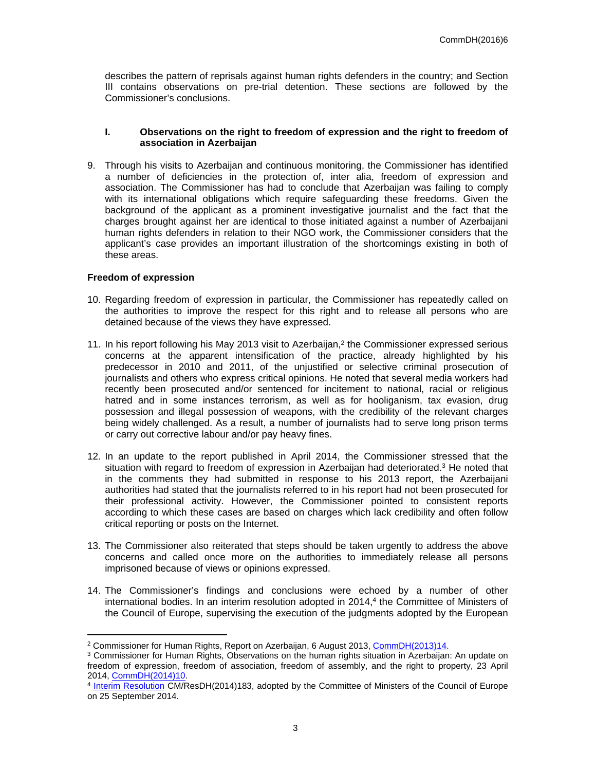describes the pattern of reprisals against human rights defenders in the country; and Section III contains observations on pre-trial detention. These sections are followed by the Commissioner's conclusions.

## I. Observations on the right to freedom of expression and the right to freedom of association in Azerbaijan

9. Through his visits to Azerbaijan and continuous monitoring, the Commissioner has identified a number of deficiencies in the protection of, inter alia, freedom of expression and association. The Commissioner has had to conclude that Azerbaijan was failing to comply with its international obligations which require safeguarding these freedoms. Given the background of the applicant as a prominent investigative journalist and the fact that the charges brought against her are identical to those initiated against a number of Azerbaijani human rights defenders in relation to their NGO work, the Commissioner considers that the applicant's case provides an important illustration of the shortcomings existing in both of these areas.

### Freedom of expression

10. Regarding freedom of expression in particular, the Commissioner has repeatedly called on the authorities to improve the respect for this right and to release all persons who are detained because of the views they have expressed.

11. In his report following his May 2013 visit to Azerbaijan,[2] the Commissioner expressed serious concerns at the apparent intensification of the practice, already highlighted by his predecessor in 2010 and 2011, of the unjustified or selective criminal prosecution of journalists and others who express critical opinions. He noted that several media workers had recently been prosecuted and/or sentenced for incitement to national, racial or religious hatred and in some instances terrorism, as well as for hooliganism, tax evasion, drug possession and illegal possession of weapons, with the credibility of the relevant charges being widely challenged. As a result, a number of journalists had to serve long prison terms or carry out corrective labour and/or pay heavy fines.

12. In an update to the report published in April 2014, the Commissioner stressed that the situation with regard to freedom of expression in Azerbaijan had deteriorated.[3] He noted that in the comments they had submitted in response to his 2013 report, the Azerbaijani authorities had stated that the journalists referred to in his report had not been prosecuted for their professional activity. However, the Commissioner pointed to consistent reports according to which these cases are based on charges which lack credibility and often follow critical reporting or posts on the Internet.

13. The Commissioner also reiterated that steps should be taken urgently to address the above concerns and called once more on the authorities to immediately release all persons imprisoned because of views or opinions expressed.

14. The Commissioner's findings and conclusions were echoed by a number of other international bodies. In an interim resolution adopted in 2014,[4] the Committee of Ministers of the Council of Europe, supervising the execution of the judgments adopted by the European

---

[2] Commissioner for Human Rights, Report on Azerbaijan, 6 August 2013, CommDH(2013)14.

[3] Commissioner for Human Rights, Observations on the human rights situation in Azerbaijan: An update on freedom of expression, freedom of association, freedom of assembly, and the right to property, 23 April 2014, CommDH(2014)10.

[4] Interim Resolution CM/ResDH(2014)183, adopted by the Committee of Ministers of the Council of Europe on 25 September 2014.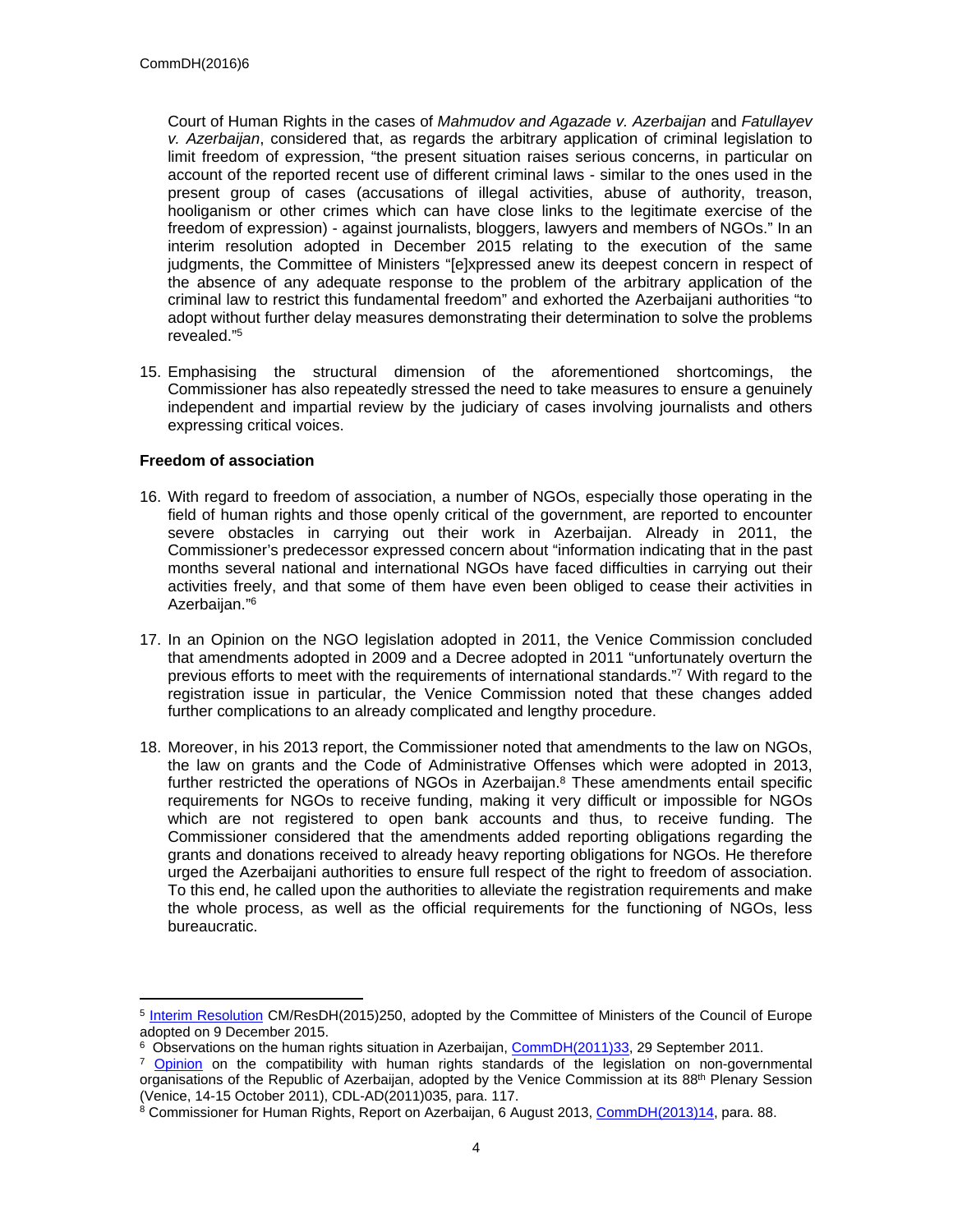Court of Human Rights in the cases of *Mahmudov and Agazade v. Azerbaijan* and *Fatullayev v. Azerbaijan*, considered that, as regards the arbitrary application of criminal legislation to limit freedom of expression, "the present situation raises serious concerns, in particular on account of the reported recent use of different criminal laws - similar to the ones used in the present group of cases (accusations of illegal activities, abuse of authority, treason, hooliganism or other crimes which can have close links to the legitimate exercise of the freedom of expression) - against journalists, bloggers, lawyers and members of NGOs." In an interim resolution adopted in December 2015 relating to the execution of the same judgments, the Committee of Ministers "[e]xpressed anew its deepest concern in respect of the absence of any adequate response to the problem of the arbitrary application of the criminal law to restrict this fundamental freedom" and exhorted the Azerbaijani authorities "to adopt without further delay measures demonstrating their determination to solve the problems revealed."[5]

15. Emphasising the structural dimension of the aforementioned shortcomings, the Commissioner has also repeatedly stressed the need to take measures to ensure a genuinely independent and impartial review by the judiciary of cases involving journalists and others expressing critical voices.

**Freedom of association**

16. With regard to freedom of association, a number of NGOs, especially those operating in the field of human rights and those openly critical of the government, are reported to encounter severe obstacles in carrying out their work in Azerbaijan. Already in 2011, the Commissioner's predecessor expressed concern about "information indicating that in the past months several national and international NGOs have faced difficulties in carrying out their activities freely, and that some of them have even been obliged to cease their activities in Azerbaijan."[6]

17. In an Opinion on the NGO legislation adopted in 2011, the Venice Commission concluded that amendments adopted in 2009 and a Decree adopted in 2011 "unfortunately overturn the previous efforts to meet with the requirements of international standards."[7] With regard to the registration issue in particular, the Venice Commission noted that these changes added further complications to an already complicated and lengthy procedure.

18. Moreover, in his 2013 report, the Commissioner noted that amendments to the law on NGOs, the law on grants and the Code of Administrative Offenses which were adopted in 2013, further restricted the operations of NGOs in Azerbaijan.[8] These amendments entail specific requirements for NGOs to receive funding, making it very difficult or impossible for NGOs which are not registered to open bank accounts and thus, to receive funding. The Commissioner considered that the amendments added reporting obligations regarding the grants and donations received to already heavy reporting obligations for NGOs. He therefore urged the Azerbaijani authorities to ensure full respect of the right to freedom of association. To this end, he called upon the authorities to alleviate the registration requirements and make the whole process, as well as the official requirements for the functioning of NGOs, less bureaucratic.

---

[5] Interim Resolution CM/ResDH(2015)250, adopted by the Committee of Ministers of the Council of Europe adopted on 9 December 2015.

[6] Observations on the human rights situation in Azerbaijan, CommDH(2011)33, 29 September 2011.

[7] Opinion on the compatibility with human rights standards of the legislation on non-governmental organisations of the Republic of Azerbaijan, adopted by the Venice Commission at its 88th Plenary Session (Venice, 14-15 October 2011), CDL-AD(2011)035, para. 117.

[8] Commissioner for Human Rights, Report on Azerbaijan, 6 August 2013, CommDH(2013)14, para. 88.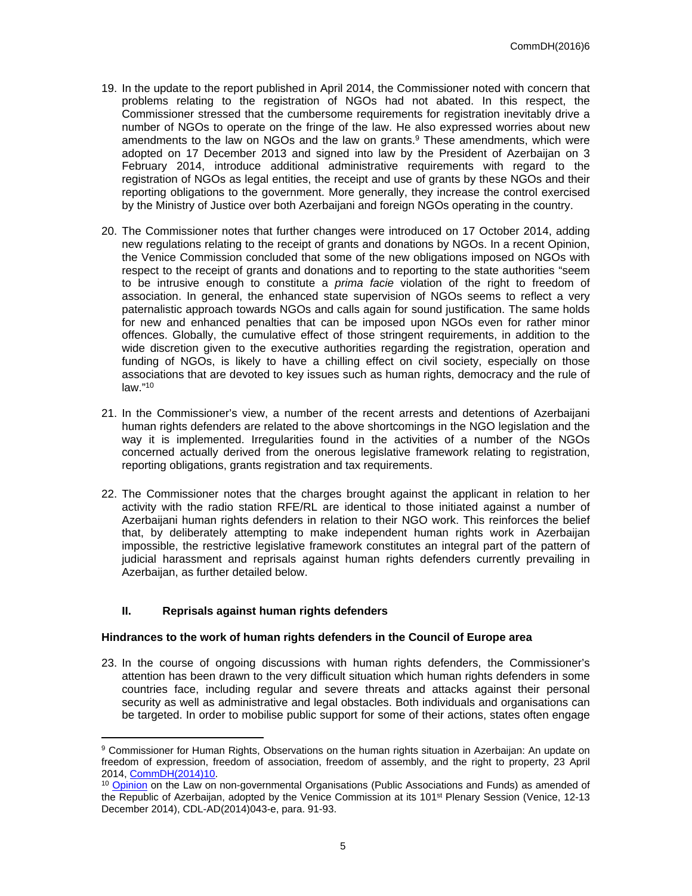19. In the update to the report published in April 2014, the Commissioner noted with concern that problems relating to the registration of NGOs had not abated. In this respect, the Commissioner stressed that the cumbersome requirements for registration inevitably drive a number of NGOs to operate on the fringe of the law. He also expressed worries about new amendments to the law on NGOs and the law on grants.[9] These amendments, which were adopted on 17 December 2013 and signed into law by the President of Azerbaijan on 3 February 2014, introduce additional administrative requirements with regard to the registration of NGOs as legal entities, the receipt and use of grants by these NGOs and their reporting obligations to the government. More generally, they increase the control exercised by the Ministry of Justice over both Azerbaijani and foreign NGOs operating in the country.

20. The Commissioner notes that further changes were introduced on 17 October 2014, adding new regulations relating to the receipt of grants and donations by NGOs. In a recent Opinion, the Venice Commission concluded that some of the new obligations imposed on NGOs with respect to the receipt of grants and donations and to reporting to the state authorities "seem to be intrusive enough to constitute a *prima facie* violation of the right to freedom of association. In general, the enhanced state supervision of NGOs seems to reflect a very paternalistic approach towards NGOs and calls again for sound justification. The same holds for new and enhanced penalties that can be imposed upon NGOs even for rather minor offences. Globally, the cumulative effect of those stringent requirements, in addition to the wide discretion given to the executive authorities regarding the registration, operation and funding of NGOs, is likely to have a chilling effect on civil society, especially on those associations that are devoted to key issues such as human rights, democracy and the rule of law."[10]

21. In the Commissioner's view, a number of the recent arrests and detentions of Azerbaijani human rights defenders are related to the above shortcomings in the NGO legislation and the way it is implemented. Irregularities found in the activities of a number of the NGOs concerned actually derived from the onerous legislative framework relating to registration, reporting obligations, grants registration and tax requirements.

22. The Commissioner notes that the charges brought against the applicant in relation to her activity with the radio station RFE/RL are identical to those initiated against a number of Azerbaijani human rights defenders in relation to their NGO work. This reinforces the belief that, by deliberately attempting to make independent human rights work in Azerbaijan impossible, the restrictive legislative framework constitutes an integral part of the pattern of judicial harassment and reprisals against human rights defenders currently prevailing in Azerbaijan, as further detailed below.

## II. Reprisals against human rights defenders

### Hindrances to the work of human rights defenders in the Council of Europe area

23. In the course of ongoing discussions with human rights defenders, the Commissioner's attention has been drawn to the very difficult situation which human rights defenders in some countries face, including regular and severe threats and attacks against their personal security as well as administrative and legal obstacles. Both individuals and organisations can be targeted. In order to mobilise public support for some of their actions, states often engage

---

[9] Commissioner for Human Rights, Observations on the human rights situation in Azerbaijan: An update on freedom of expression, freedom of association, freedom of assembly, and the right to property, 23 April 2014, CommDH(2014)10.

[10] Opinion on the Law on non-governmental Organisations (Public Associations and Funds) as amended of the Republic of Azerbaijan, adopted by the Venice Commission at its 101st Plenary Session (Venice, 12-13 December 2014), CDL-AD(2014)043-e, para. 91-93.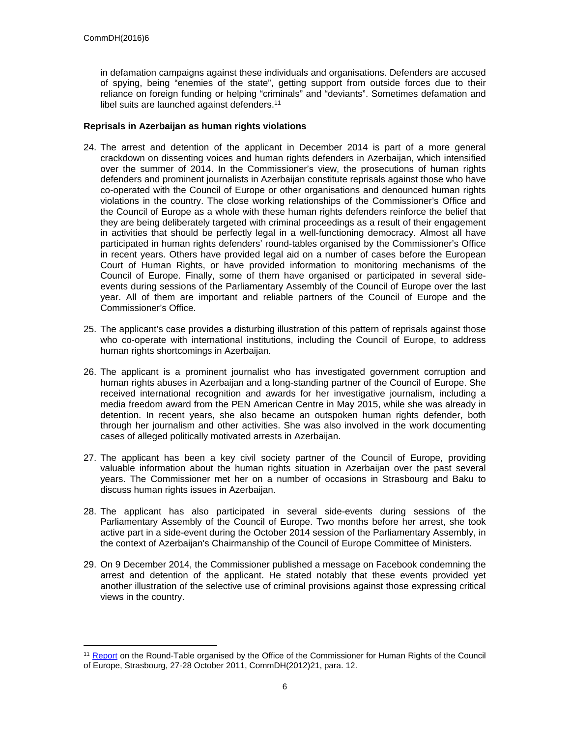in defamation campaigns against these individuals and organisations. Defenders are accused of spying, being "enemies of the state", getting support from outside forces due to their reliance on foreign funding or helping "criminals" and "deviants". Sometimes defamation and libel suits are launched against defenders.[11]

**Reprisals in Azerbaijan as human rights violations**

24. The arrest and detention of the applicant in December 2014 is part of a more general crackdown on dissenting voices and human rights defenders in Azerbaijan, which intensified over the summer of 2014. In the Commissioner's view, the prosecutions of human rights defenders and prominent journalists in Azerbaijan constitute reprisals against those who have co-operated with the Council of Europe or other organisations and denounced human rights violations in the country. The close working relationships of the Commissioner's Office and the Council of Europe as a whole with these human rights defenders reinforce the belief that they are being deliberately targeted with criminal proceedings as a result of their engagement in activities that should be perfectly legal in a well-functioning democracy. Almost all have participated in human rights defenders' round-tables organised by the Commissioner's Office in recent years. Others have provided legal aid on a number of cases before the European Court of Human Rights, or have provided information to monitoring mechanisms of the Council of Europe. Finally, some of them have organised or participated in several side-events during sessions of the Parliamentary Assembly of the Council of Europe over the last year. All of them are important and reliable partners of the Council of Europe and the Commissioner's Office.

25. The applicant's case provides a disturbing illustration of this pattern of reprisals against those who co-operate with international institutions, including the Council of Europe, to address human rights shortcomings in Azerbaijan.

26. The applicant is a prominent journalist who has investigated government corruption and human rights abuses in Azerbaijan and a long-standing partner of the Council of Europe. She received international recognition and awards for her investigative journalism, including a media freedom award from the PEN American Centre in May 2015, while she was already in detention. In recent years, she also became an outspoken human rights defender, both through her journalism and other activities. She was also involved in the work documenting cases of alleged politically motivated arrests in Azerbaijan.

27. The applicant has been a key civil society partner of the Council of Europe, providing valuable information about the human rights situation in Azerbaijan over the past several years. The Commissioner met her on a number of occasions in Strasbourg and Baku to discuss human rights issues in Azerbaijan.

28. The applicant has also participated in several side-events during sessions of the Parliamentary Assembly of the Council of Europe. Two months before her arrest, she took active part in a side-event during the October 2014 session of the Parliamentary Assembly, in the context of Azerbaijan's Chairmanship of the Council of Europe Committee of Ministers.

29. On 9 December 2014, the Commissioner published a message on Facebook condemning the arrest and detention of the applicant. He stated notably that these events provided yet another illustration of the selective use of criminal provisions against those expressing critical views in the country.

---

[11] Report on the Round-Table organised by the Office of the Commissioner for Human Rights of the Council of Europe, Strasbourg, 27-28 October 2011, CommDH(2012)21, para. 12.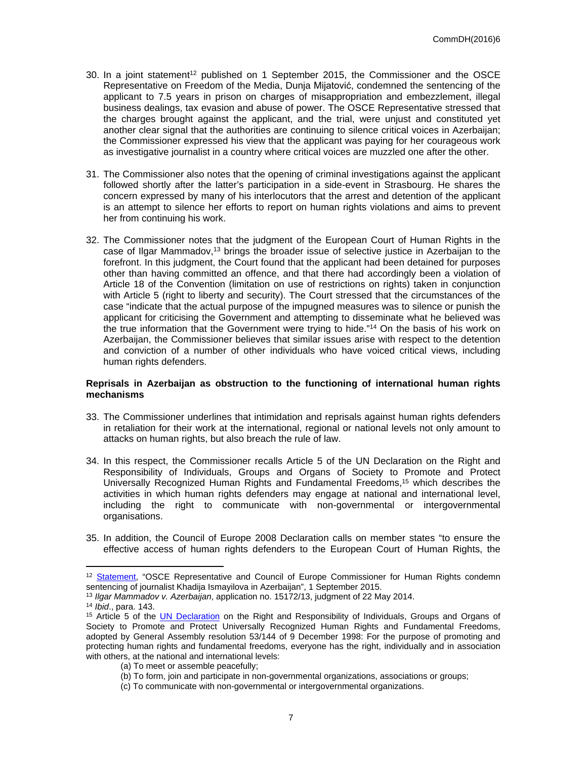30. In a joint statement[12] published on 1 September 2015, the Commissioner and the OSCE Representative on Freedom of the Media, Dunja Mijatović, condemned the sentencing of the applicant to 7.5 years in prison on charges of misappropriation and embezzlement, illegal business dealings, tax evasion and abuse of power. The OSCE Representative stressed that the charges brought against the applicant, and the trial, were unjust and constituted yet another clear signal that the authorities are continuing to silence critical voices in Azerbaijan; the Commissioner expressed his view that the applicant was paying for her courageous work as investigative journalist in a country where critical voices are muzzled one after the other.

31. The Commissioner also notes that the opening of criminal investigations against the applicant followed shortly after the latter's participation in a side-event in Strasbourg. He shares the concern expressed by many of his interlocutors that the arrest and detention of the applicant is an attempt to silence her efforts to report on human rights violations and aims to prevent her from continuing his work.

32. The Commissioner notes that the judgment of the European Court of Human Rights in the case of Ilgar Mammadov,[13] brings the broader issue of selective justice in Azerbaijan to the forefront. In this judgment, the Court found that the applicant had been detained for purposes other than having committed an offence, and that there had accordingly been a violation of Article 18 of the Convention (limitation on use of restrictions on rights) taken in conjunction with Article 5 (right to liberty and security). The Court stressed that the circumstances of the case "indicate that the actual purpose of the impugned measures was to silence or punish the applicant for criticising the Government and attempting to disseminate what he believed was the true information that the Government were trying to hide."[14] On the basis of his work on Azerbaijan, the Commissioner believes that similar issues arise with respect to the detention and conviction of a number of other individuals who have voiced critical views, including human rights defenders.

**Reprisals in Azerbaijan as obstruction to the functioning of international human rights mechanisms**

33. The Commissioner underlines that intimidation and reprisals against human rights defenders in retaliation for their work at the international, regional or national levels not only amount to attacks on human rights, but also breach the rule of law.

34. In this respect, the Commissioner recalls Article 5 of the UN Declaration on the Right and Responsibility of Individuals, Groups and Organs of Society to Promote and Protect Universally Recognized Human Rights and Fundamental Freedoms,[15] which describes the activities in which human rights defenders may engage at national and international level, including the right to communicate with non-governmental or intergovernmental organisations.

35. In addition, the Council of Europe 2008 Declaration calls on member states "to ensure the effective access of human rights defenders to the European Court of Human Rights, the

---

[12] Statement, "OSCE Representative and Council of Europe Commissioner for Human Rights condemn sentencing of journalist Khadija Ismayilova in Azerbaijan", 1 September 2015.

[13] *Ilgar Mammadov v. Azerbaijan*, application no. 15172/13, judgment of 22 May 2014.

[14] *Ibid*., para. 143.

[15] Article 5 of the UN Declaration on the Right and Responsibility of Individuals, Groups and Organs of Society to Promote and Protect Universally Recognized Human Rights and Fundamental Freedoms, adopted by General Assembly resolution 53/144 of 9 December 1998: For the purpose of promoting and protecting human rights and fundamental freedoms, everyone has the right, individually and in association with others, at the national and international levels:

(a) To meet or assemble peacefully;

(b) To form, join and participate in non-governmental organizations, associations or groups;

(c) To communicate with non-governmental or intergovernmental organizations.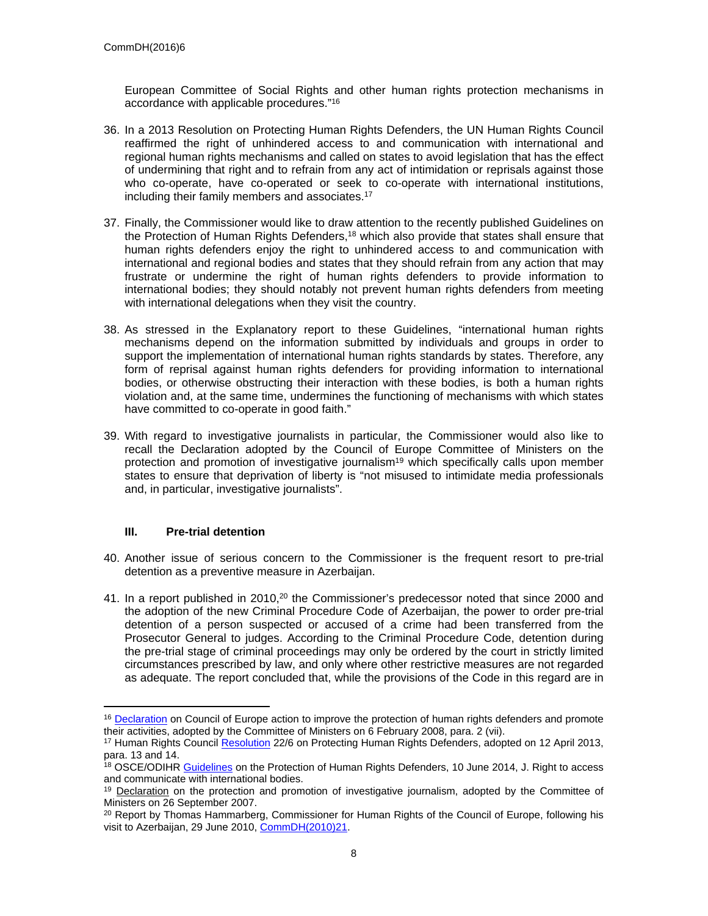European Committee of Social Rights and other human rights protection mechanisms in accordance with applicable procedures."[16]

36. In a 2013 Resolution on Protecting Human Rights Defenders, the UN Human Rights Council reaffirmed the right of unhindered access to and communication with international and regional human rights mechanisms and called on states to avoid legislation that has the effect of undermining that right and to refrain from any act of intimidation or reprisals against those who co-operate, have co-operated or seek to co-operate with international institutions, including their family members and associates.[17]

37. Finally, the Commissioner would like to draw attention to the recently published Guidelines on the Protection of Human Rights Defenders,[18] which also provide that states shall ensure that human rights defenders enjoy the right to unhindered access to and communication with international and regional bodies and states that they should refrain from any action that may frustrate or undermine the right of human rights defenders to provide information to international bodies; they should notably not prevent human rights defenders from meeting with international delegations when they visit the country.

38. As stressed in the Explanatory report to these Guidelines, "international human rights mechanisms depend on the information submitted by individuals and groups in order to support the implementation of international human rights standards by states. Therefore, any form of reprisal against human rights defenders for providing information to international bodies, or otherwise obstructing their interaction with these bodies, is both a human rights violation and, at the same time, undermines the functioning of mechanisms with which states have committed to co-operate in good faith."

39. With regard to investigative journalists in particular, the Commissioner would also like to recall the Declaration adopted by the Council of Europe Committee of Ministers on the protection and promotion of investigative journalism[19] which specifically calls upon member states to ensure that deprivation of liberty is "not misused to intimidate media professionals and, in particular, investigative journalists".

## III. Pre-trial detention

40. Another issue of serious concern to the Commissioner is the frequent resort to pre-trial detention as a preventive measure in Azerbaijan.

41. In a report published in 2010,[20] the Commissioner's predecessor noted that since 2000 and the adoption of the new Criminal Procedure Code of Azerbaijan, the power to order pre-trial detention of a person suspected or accused of a crime had been transferred from the Prosecutor General to judges. According to the Criminal Procedure Code, detention during the pre-trial stage of criminal proceedings may only be ordered by the court in strictly limited circumstances prescribed by law, and only where other restrictive measures are not regarded as adequate. The report concluded that, while the provisions of the Code in this regard are in

---

[16] Declaration on Council of Europe action to improve the protection of human rights defenders and promote their activities, adopted by the Committee of Ministers on 6 February 2008, para. 2 (vii).

[17] Human Rights Council Resolution 22/6 on Protecting Human Rights Defenders, adopted on 12 April 2013, para. 13 and 14.

[18] OSCE/ODIHR Guidelines on the Protection of Human Rights Defenders, 10 June 2014, J. Right to access and communicate with international bodies.

[19] Declaration on the protection and promotion of investigative journalism, adopted by the Committee of Ministers on 26 September 2007.

[20] Report by Thomas Hammarberg, Commissioner for Human Rights of the Council of Europe, following his visit to Azerbaijan, 29 June 2010, CommDH(2010)21.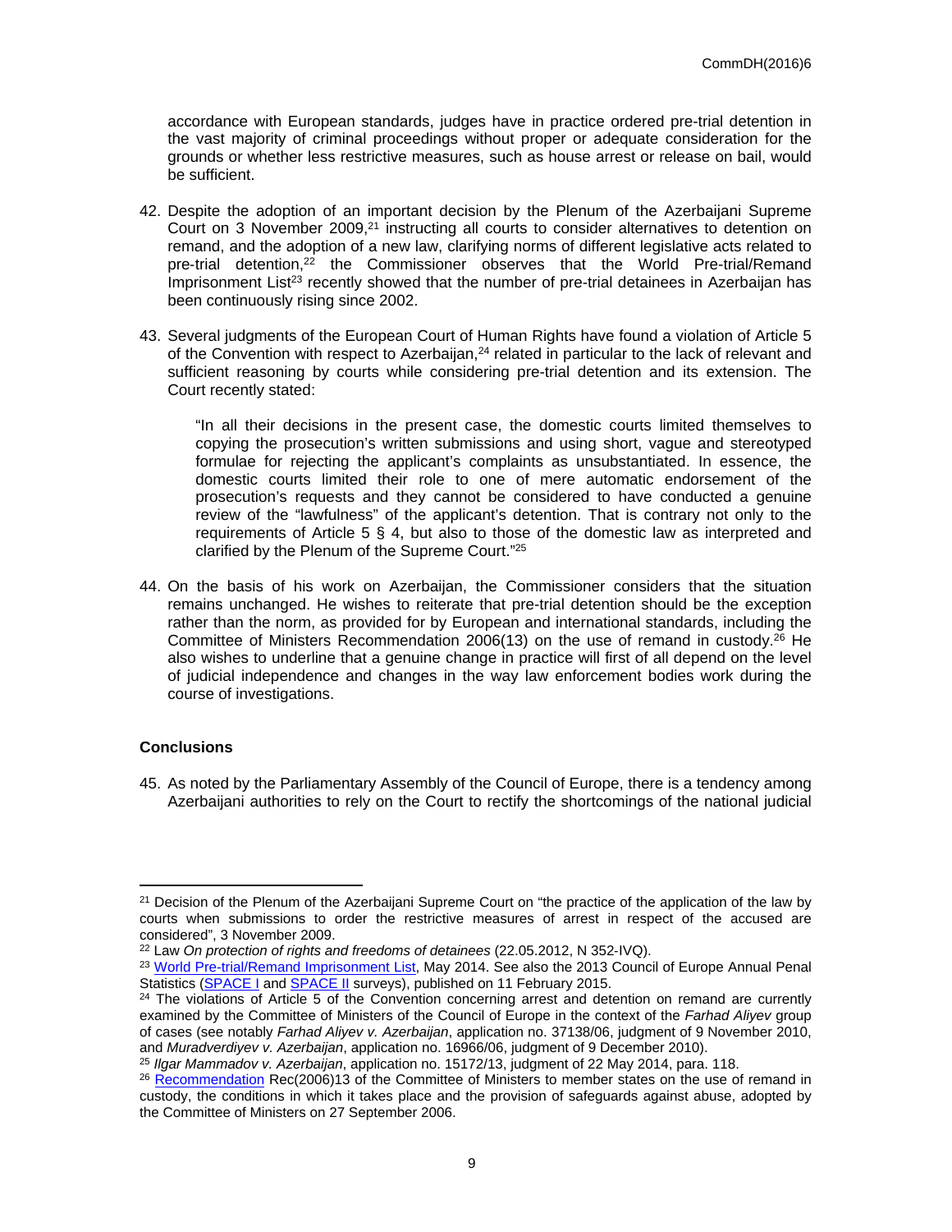accordance with European standards, judges have in practice ordered pre-trial detention in the vast majority of criminal proceedings without proper or adequate consideration for the grounds or whether less restrictive measures, such as house arrest or release on bail, would be sufficient.

42. Despite the adoption of an important decision by the Plenum of the Azerbaijani Supreme Court on 3 November 2009,[21] instructing all courts to consider alternatives to detention on remand, and the adoption of a new law, clarifying norms of different legislative acts related to pre-trial detention,[22] the Commissioner observes that the World Pre-trial/Remand Imprisonment List[23] recently showed that the number of pre-trial detainees in Azerbaijan has been continuously rising since 2002.

43. Several judgments of the European Court of Human Rights have found a violation of Article 5 of the Convention with respect to Azerbaijan,[24] related in particular to the lack of relevant and sufficient reasoning by courts while considering pre-trial detention and its extension. The Court recently stated:

    "In all their decisions in the present case, the domestic courts limited themselves to copying the prosecution's written submissions and using short, vague and stereotyped formulae for rejecting the applicant's complaints as unsubstantiated. In essence, the domestic courts limited their role to one of mere automatic endorsement of the prosecution's requests and they cannot be considered to have conducted a genuine review of the "lawfulness" of the applicant's detention. That is contrary not only to the requirements of Article 5 § 4, but also to those of the domestic law as interpreted and clarified by the Plenum of the Supreme Court."[25]

44. On the basis of his work on Azerbaijan, the Commissioner considers that the situation remains unchanged. He wishes to reiterate that pre-trial detention should be the exception rather than the norm, as provided for by European and international standards, including the Committee of Ministers Recommendation 2006(13) on the use of remand in custody.[26] He also wishes to underline that a genuine change in practice will first of all depend on the level of judicial independence and changes in the way law enforcement bodies work during the course of investigations.

### Conclusions

45. As noted by the Parliamentary Assembly of the Council of Europe, there is a tendency among Azerbaijani authorities to rely on the Court to rectify the shortcomings of the national judicial

---

[21] Decision of the Plenum of the Azerbaijani Supreme Court on "the practice of the application of the law by courts when submissions to order the restrictive measures of arrest in respect of the accused are considered", 3 November 2009.

[22] Law *On protection of rights and freedoms of detainees* (22.05.2012, N 352-IVQ).

[23] World Pre-trial/Remand Imprisonment List, May 2014. See also the 2013 Council of Europe Annual Penal Statistics (SPACE I and SPACE II surveys), published on 11 February 2015.

[24] The violations of Article 5 of the Convention concerning arrest and detention on remand are currently examined by the Committee of Ministers of the Council of Europe in the context of the *Farhad Aliyev* group of cases (see notably *Farhad Aliyev v. Azerbaijan*, application no. 37138/06, judgment of 9 November 2010, and *Muradverdiyev v. Azerbaijan*, application no. 16966/06, judgment of 9 December 2010).

[25] *Ilgar Mammadov v. Azerbaijan*, application no. 15172/13, judgment of 22 May 2014, para. 118.

[26] Recommendation Rec(2006)13 of the Committee of Ministers to member states on the use of remand in custody, the conditions in which it takes place and the provision of safeguards against abuse, adopted by the Committee of Ministers on 27 September 2006.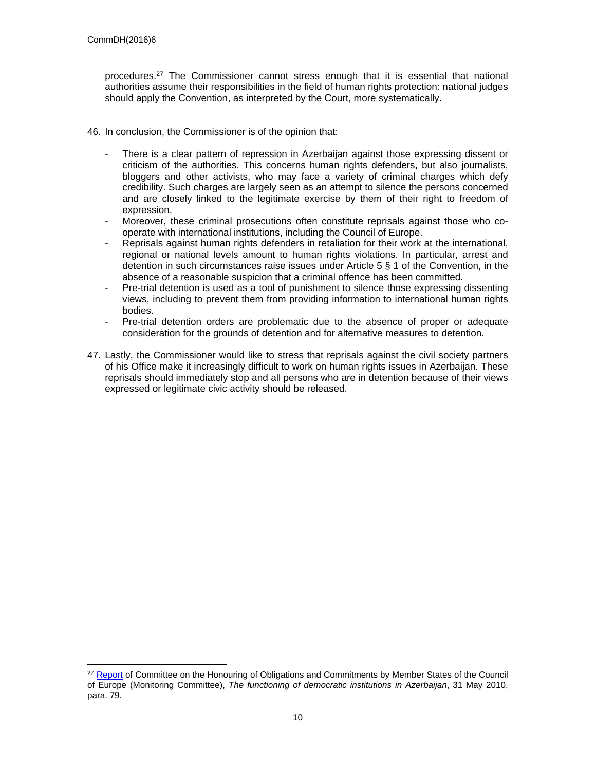procedures.[27] The Commissioner cannot stress enough that it is essential that national authorities assume their responsibilities in the field of human rights protection: national judges should apply the Convention, as interpreted by the Court, more systematically.

46. In conclusion, the Commissioner is of the opinion that:

 - There is a clear pattern of repression in Azerbaijan against those expressing dissent or criticism of the authorities. This concerns human rights defenders, but also journalists, bloggers and other activists, who may face a variety of criminal charges which defy credibility. Such charges are largely seen as an attempt to silence the persons concerned and are closely linked to the legitimate exercise by them of their right to freedom of expression.
 - Moreover, these criminal prosecutions often constitute reprisals against those who co-operate with international institutions, including the Council of Europe.
 - Reprisals against human rights defenders in retaliation for their work at the international, regional or national levels amount to human rights violations. In particular, arrest and detention in such circumstances raise issues under Article 5 § 1 of the Convention, in the absence of a reasonable suspicion that a criminal offence has been committed.
 - Pre-trial detention is used as a tool of punishment to silence those expressing dissenting views, including to prevent them from providing information to international human rights bodies.
 - Pre-trial detention orders are problematic due to the absence of proper or adequate consideration for the grounds of detention and for alternative measures to detention.

47. Lastly, the Commissioner would like to stress that reprisals against the civil society partners of his Office make it increasingly difficult to work on human rights issues in Azerbaijan. These reprisals should immediately stop and all persons who are in detention because of their views expressed or legitimate civic activity should be released.

---

[27] Report of Committee on the Honouring of Obligations and Commitments by Member States of the Council of Europe (Monitoring Committee), *The functioning of democratic institutions in Azerbaijan*, 31 May 2010, para. 79.